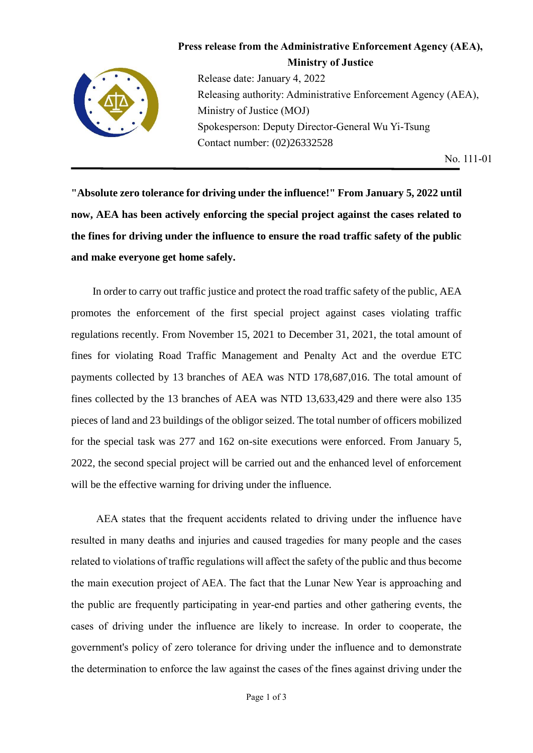**Press release from the Administrative Enforcement Agency (AEA), Ministry of Justice**

Release date: January 4, 2022
Releasing authority: Administrative Enforcement Agency (AEA), Ministry of Justice (MOJ)
Spokesperson: Deputy Director-General Wu Yi-Tsung
Contact number: (02)26332528

No. 111-01

---

**"Absolute zero tolerance for driving under the influence!" From January 5, 2022 until now, AEA has been actively enforcing the special project against the cases related to the fines for driving under the influence to ensure the road traffic safety of the public and make everyone get home safely.**

In order to carry out traffic justice and protect the road traffic safety of the public, AEA promotes the enforcement of the first special project against cases violating traffic regulations recently. From November 15, 2021 to December 31, 2021, the total amount of fines for violating Road Traffic Management and Penalty Act and the overdue ETC payments collected by 13 branches of AEA was NTD 178,687,016. The total amount of fines collected by the 13 branches of AEA was NTD 13,633,429 and there were also 135 pieces of land and 23 buildings of the obligor seized. The total number of officers mobilized for the special task was 277 and 162 on-site executions were enforced. From January 5, 2022, the second special project will be carried out and the enhanced level of enforcement will be the effective warning for driving under the influence.

AEA states that the frequent accidents related to driving under the influence have resulted in many deaths and injuries and caused tragedies for many people and the cases related to violations of traffic regulations will affect the safety of the public and thus become the main execution project of AEA. The fact that the Lunar New Year is approaching and the public are frequently participating in year-end parties and other gathering events, the cases of driving under the influence are likely to increase. In order to cooperate, the government's policy of zero tolerance for driving under the influence and to demonstrate the determination to enforce the law against the cases of the fines against driving under the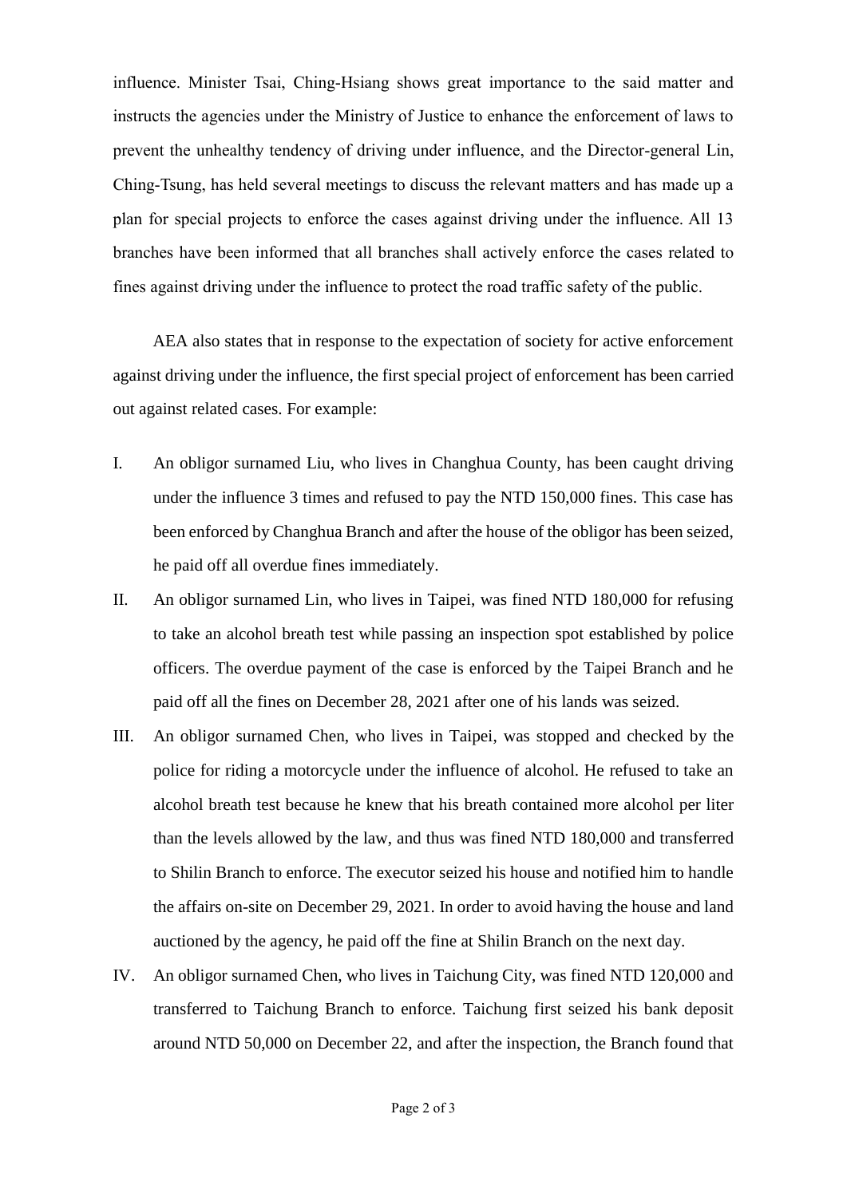influence. Minister Tsai, Ching-Hsiang shows great importance to the said matter and instructs the agencies under the Ministry of Justice to enhance the enforcement of laws to prevent the unhealthy tendency of driving under influence, and the Director-general Lin, Ching-Tsung, has held several meetings to discuss the relevant matters and has made up a plan for special projects to enforce the cases against driving under the influence. All 13 branches have been informed that all branches shall actively enforce the cases related to fines against driving under the influence to protect the road traffic safety of the public.

AEA also states that in response to the expectation of society for active enforcement against driving under the influence, the first special project of enforcement has been carried out against related cases. For example:

I. An obligor surnamed Liu, who lives in Changhua County, has been caught driving under the influence 3 times and refused to pay the NTD 150,000 fines. This case has been enforced by Changhua Branch and after the house of the obligor has been seized, he paid off all overdue fines immediately.

II. An obligor surnamed Lin, who lives in Taipei, was fined NTD 180,000 for refusing to take an alcohol breath test while passing an inspection spot established by police officers. The overdue payment of the case is enforced by the Taipei Branch and he paid off all the fines on December 28, 2021 after one of his lands was seized.

III. An obligor surnamed Chen, who lives in Taipei, was stopped and checked by the police for riding a motorcycle under the influence of alcohol. He refused to take an alcohol breath test because he knew that his breath contained more alcohol per liter than the levels allowed by the law, and thus was fined NTD 180,000 and transferred to Shilin Branch to enforce. The executor seized his house and notified him to handle the affairs on-site on December 29, 2021. In order to avoid having the house and land auctioned by the agency, he paid off the fine at Shilin Branch on the next day.

IV. An obligor surnamed Chen, who lives in Taichung City, was fined NTD 120,000 and transferred to Taichung Branch to enforce. Taichung first seized his bank deposit around NTD 50,000 on December 22, and after the inspection, the Branch found that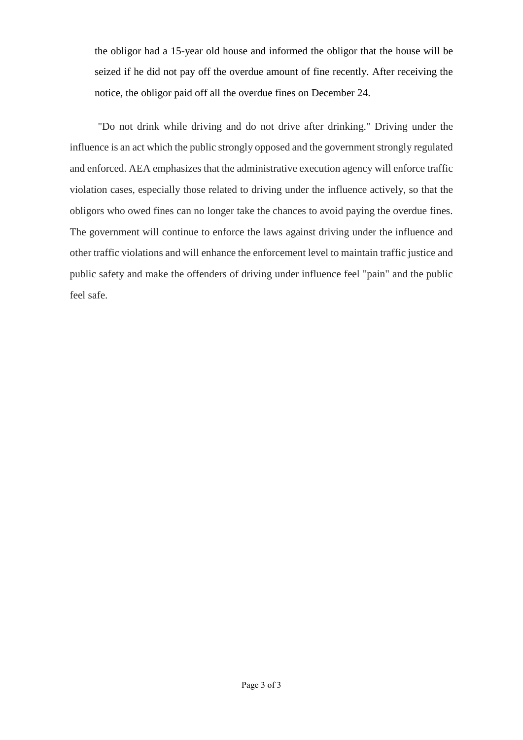the obligor had a 15-year old house and informed the obligor that the house will be seized if he did not pay off the overdue amount of fine recently. After receiving the notice, the obligor paid off all the overdue fines on December 24.

"Do not drink while driving and do not drive after drinking." Driving under the influence is an act which the public strongly opposed and the government strongly regulated and enforced. AEA emphasizes that the administrative execution agency will enforce traffic violation cases, especially those related to driving under the influence actively, so that the obligors who owed fines can no longer take the chances to avoid paying the overdue fines. The government will continue to enforce the laws against driving under the influence and other traffic violations and will enhance the enforcement level to maintain traffic justice and public safety and make the offenders of driving under influence feel "pain" and the public feel safe.